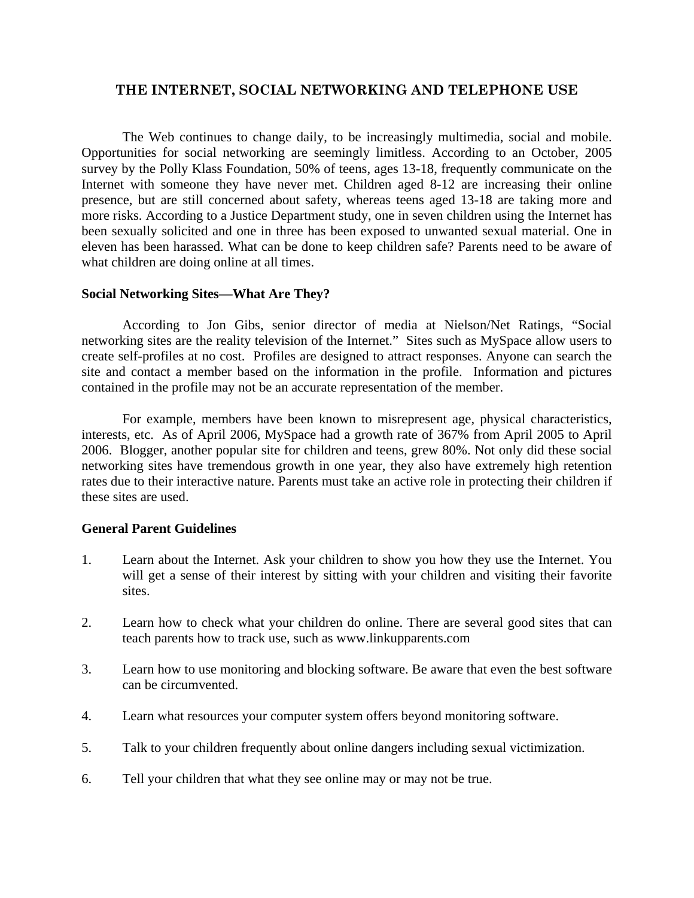# THE INTERNET, SOCIAL NETWORKING AND TELEPHONE USE

The Web continues to change daily, to be increasingly multimedia, social and mobile. Opportunities for social networking are seemingly limitless. According to an October, 2005 survey by the Polly Klass Foundation, 50% of teens, ages 13-18, frequently communicate on the Internet with someone they have never met. Children aged 8-12 are increasing their online presence, but are still concerned about safety, whereas teens aged 13-18 are taking more and more risks. According to a Justice Department study, one in seven children using the Internet has been sexually solicited and one in three has been exposed to unwanted sexual material. One in eleven has been harassed. What can be done to keep children safe? Parents need to be aware of what children are doing online at all times.

### Social Networking Sites—What Are They?

According to Jon Gibs, senior director of media at Nielson/Net Ratings, "Social networking sites are the reality television of the Internet." Sites such as MySpace allow users to create self-profiles at no cost. Profiles are designed to attract responses. Anyone can search the site and contact a member based on the information in the profile. Information and pictures contained in the profile may not be an accurate representation of the member.

For example, members have been known to misrepresent age, physical characteristics, interests, etc. As of April 2006, MySpace had a growth rate of 367% from April 2005 to April 2006. Blogger, another popular site for children and teens, grew 80%. Not only did these social networking sites have tremendous growth in one year, they also have extremely high retention rates due to their interactive nature. Parents must take an active role in protecting their children if these sites are used.

### General Parent Guidelines

1. Learn about the Internet. Ask your children to show you how they use the Internet. You will get a sense of their interest by sitting with your children and visiting their favorite sites.

2. Learn how to check what your children do online. There are several good sites that can teach parents how to track use, such as www.linkupparents.com

3. Learn how to use monitoring and blocking software. Be aware that even the best software can be circumvented.

4. Learn what resources your computer system offers beyond monitoring software.

5. Talk to your children frequently about online dangers including sexual victimization.

6. Tell your children that what they see online may or may not be true.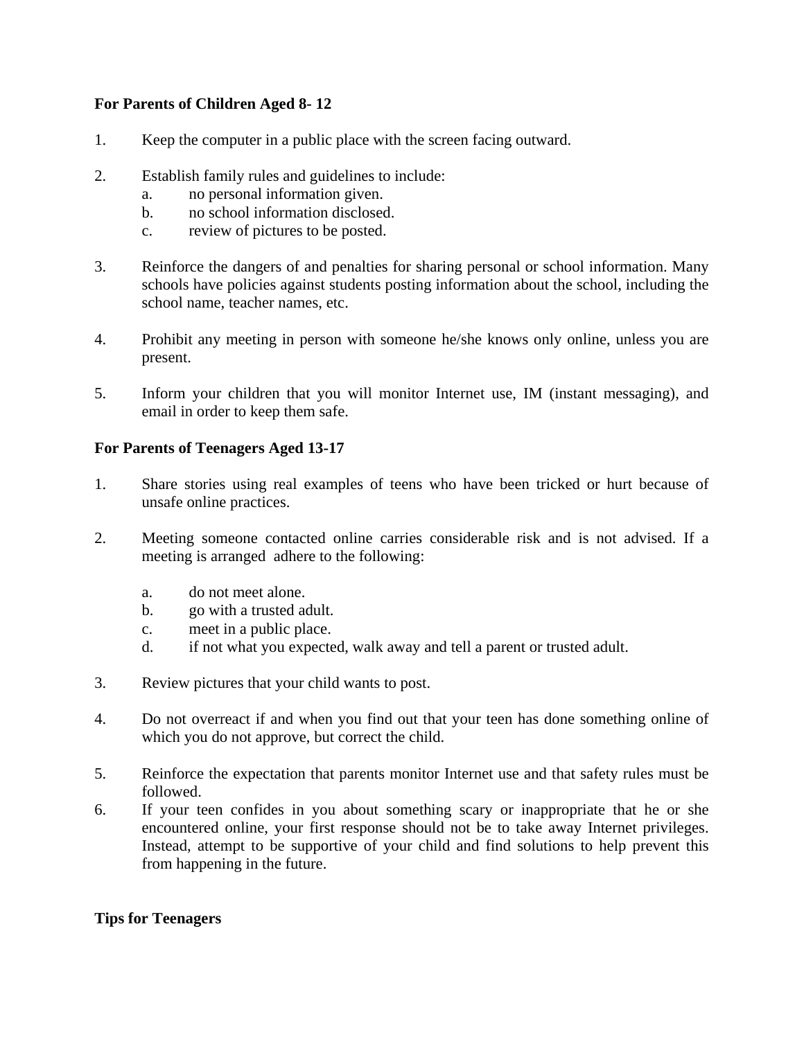**For Parents of Children Aged 8- 12**

1. Keep the computer in a public place with the screen facing outward.

2. Establish family rules and guidelines to include:
   a. no personal information given.
   b. no school information disclosed.
   c. review of pictures to be posted.

3. Reinforce the dangers of and penalties for sharing personal or school information. Many schools have policies against students posting information about the school, including the school name, teacher names, etc.

4. Prohibit any meeting in person with someone he/she knows only online, unless you are present.

5. Inform your children that you will monitor Internet use, IM (instant messaging), and email in order to keep them safe.

**For Parents of Teenagers Aged 13-17**

1. Share stories using real examples of teens who have been tricked or hurt because of unsafe online practices.

2. Meeting someone contacted online carries considerable risk and is not advised. If a meeting is arranged adhere to the following:

   a. do not meet alone.
   b. go with a trusted adult.
   c. meet in a public place.
   d. if not what you expected, walk away and tell a parent or trusted adult.

3. Review pictures that your child wants to post.

4. Do not overreact if and when you find out that your teen has done something online of which you do not approve, but correct the child.

5. Reinforce the expectation that parents monitor Internet use and that safety rules must be followed.
6. If your teen confides in you about something scary or inappropriate that he or she encountered online, your first response should not be to take away Internet privileges. Instead, attempt to be supportive of your child and find solutions to help prevent this from happening in the future.

**Tips for Teenagers**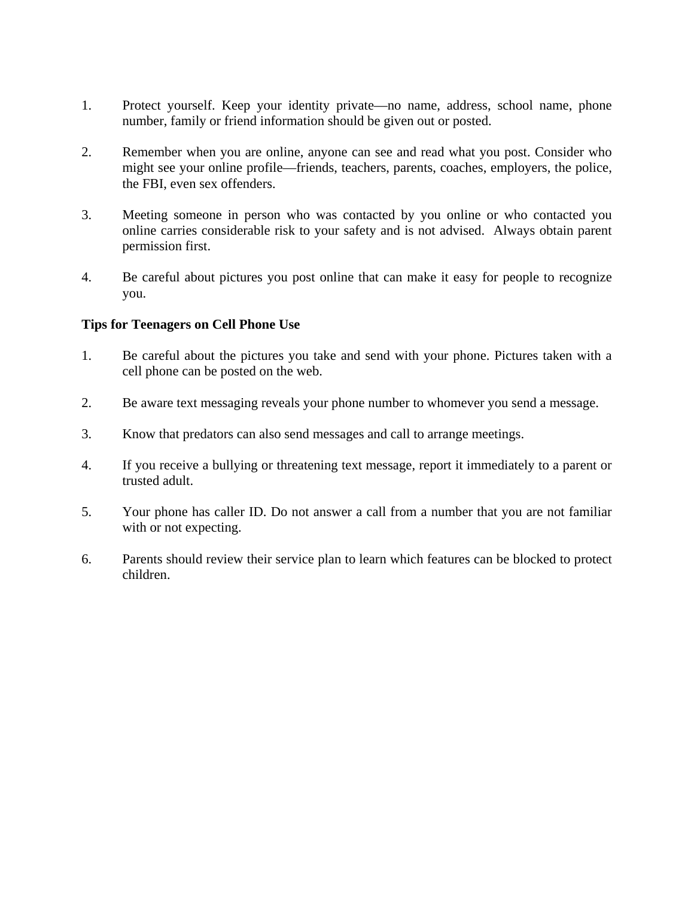1. Protect yourself. Keep your identity private—no name, address, school name, phone number, family or friend information should be given out or posted.

2. Remember when you are online, anyone can see and read what you post. Consider who might see your online profile—friends, teachers, parents, coaches, employers, the police, the FBI, even sex offenders.

3. Meeting someone in person who was contacted by you online or who contacted you online carries considerable risk to your safety and is not advised. Always obtain parent permission first.

4. Be careful about pictures you post online that can make it easy for people to recognize you.

**Tips for Teenagers on Cell Phone Use**

1. Be careful about the pictures you take and send with your phone. Pictures taken with a cell phone can be posted on the web.

2. Be aware text messaging reveals your phone number to whomever you send a message.

3. Know that predators can also send messages and call to arrange meetings.

4. If you receive a bullying or threatening text message, report it immediately to a parent or trusted adult.

5. Your phone has caller ID. Do not answer a call from a number that you are not familiar with or not expecting.

6. Parents should review their service plan to learn which features can be blocked to protect children.